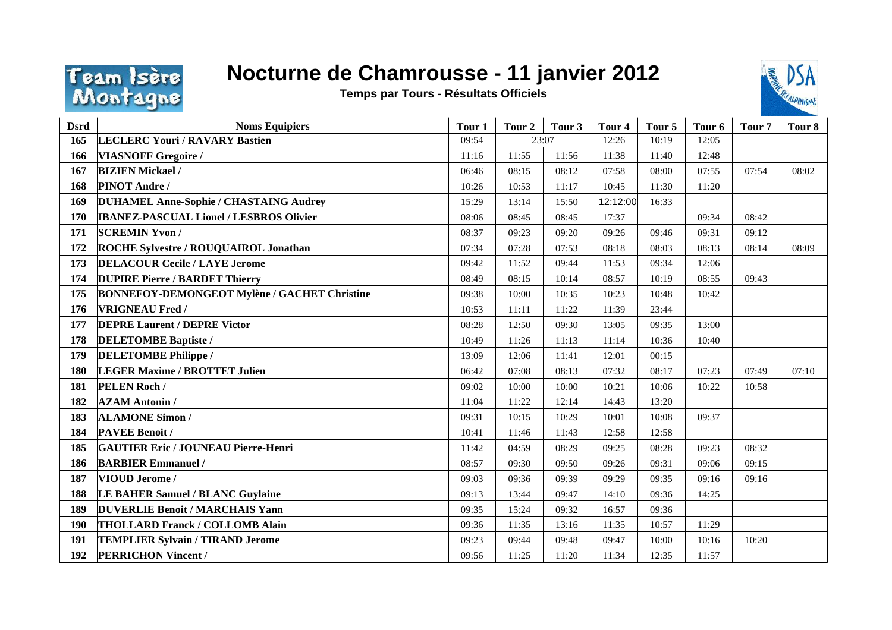# Nocturne de Chamrousse - 11 janvier 2012

**Temps par Tours - Résultats Officiels**

| Dsrd | Noms Equipiers | Tour 1 | Tour 2 | Tour 3 | Tour 4 | Tour 5 | Tour 6 | Tour 7 | Tour 8 |
|---|---|---|---|---|---|---|---|---|---|
| 165 | LECLERC Youri / RAVARY Bastien | 09:54 | 23:07 | | 12:26 | 10:19 | 12:05 | | |
| 166 | VIASNOFF Gregoire / | 11:16 | 11:55 | 11:56 | 11:38 | 11:40 | 12:48 | | |
| 167 | BIZIEN Mickael / | 06:46 | 08:15 | 08:12 | 07:58 | 08:00 | 07:55 | 07:54 | 08:02 |
| 168 | PINOT Andre / | 10:26 | 10:53 | 11:17 | 10:45 | 11:30 | 11:20 | | |
| 169 | DUHAMEL Anne-Sophie / CHASTAING Audrey | 15:29 | 13:14 | 15:50 | 12:12:00 | 16:33 | | | |
| 170 | IBANEZ-PASCUAL Lionel / LESBROS Olivier | 08:06 | 08:45 | 08:45 | 17:37 | | 09:34 | 08:42 | |
| 171 | SCREMIN Yvon / | 08:37 | 09:23 | 09:20 | 09:26 | 09:46 | 09:31 | 09:12 | |
| 172 | ROCHE Sylvestre / ROUQUAIROL Jonathan | 07:34 | 07:28 | 07:53 | 08:18 | 08:03 | 08:13 | 08:14 | 08:09 |
| 173 | DELACOUR Cecile / LAYE Jerome | 09:42 | 11:52 | 09:44 | 11:53 | 09:34 | 12:06 | | |
| 174 | DUPIRE Pierre / BARDET Thierry | 08:49 | 08:15 | 10:14 | 08:57 | 10:19 | 08:55 | 09:43 | |
| 175 | BONNEFOY-DEMONGEOT Mylène / GACHET Christine | 09:38 | 10:00 | 10:35 | 10:23 | 10:48 | 10:42 | | |
| 176 | VRIGNEAU Fred / | 10:53 | 11:11 | 11:22 | 11:39 | 23:44 | | | |
| 177 | DEPRE Laurent / DEPRE Victor | 08:28 | 12:50 | 09:30 | 13:05 | 09:35 | 13:00 | | |
| 178 | DELETOMBE Baptiste / | 10:49 | 11:26 | 11:13 | 11:14 | 10:36 | 10:40 | | |
| 179 | DELETOMBE Philippe / | 13:09 | 12:06 | 11:41 | 12:01 | 00:15 | | | |
| 180 | LEGER Maxime / BROTTET Julien | 06:42 | 07:08 | 08:13 | 07:32 | 08:17 | 07:23 | 07:49 | 07:10 |
| 181 | PELEN Roch / | 09:02 | 10:00 | 10:00 | 10:21 | 10:06 | 10:22 | 10:58 | |
| 182 | AZAM Antonin / | 11:04 | 11:22 | 12:14 | 14:43 | 13:20 | | | |
| 183 | ALAMONE Simon / | 09:31 | 10:15 | 10:29 | 10:01 | 10:08 | 09:37 | | |
| 184 | PAVEE Benoit / | 10:41 | 11:46 | 11:43 | 12:58 | 12:58 | | | |
| 185 | GAUTIER Eric / JOUNEAU Pierre-Henri | 11:42 | 04:59 | 08:29 | 09:25 | 08:28 | 09:23 | 08:32 | |
| 186 | BARBIER Emmanuel / | 08:57 | 09:30 | 09:50 | 09:26 | 09:31 | 09:06 | 09:15 | |
| 187 | VIOUD Jerome / | 09:03 | 09:36 | 09:39 | 09:29 | 09:35 | 09:16 | 09:16 | |
| 188 | LE BAHER Samuel / BLANC Guylaine | 09:13 | 13:44 | 09:47 | 14:10 | 09:36 | 14:25 | | |
| 189 | DUVERLIE Benoit / MARCHAIS Yann | 09:35 | 15:24 | 09:32 | 16:57 | 09:36 | | | |
| 190 | THOLLARD Franck / COLLOMB Alain | 09:36 | 11:35 | 13:16 | 11:35 | 10:57 | 11:29 | | |
| 191 | TEMPLIER Sylvain / TIRAND Jerome | 09:23 | 09:44 | 09:48 | 09:47 | 10:00 | 10:16 | 10:20 | |
| 192 | PERRICHON Vincent / | 09:56 | 11:25 | 11:20 | 11:34 | 12:35 | 11:57 | | |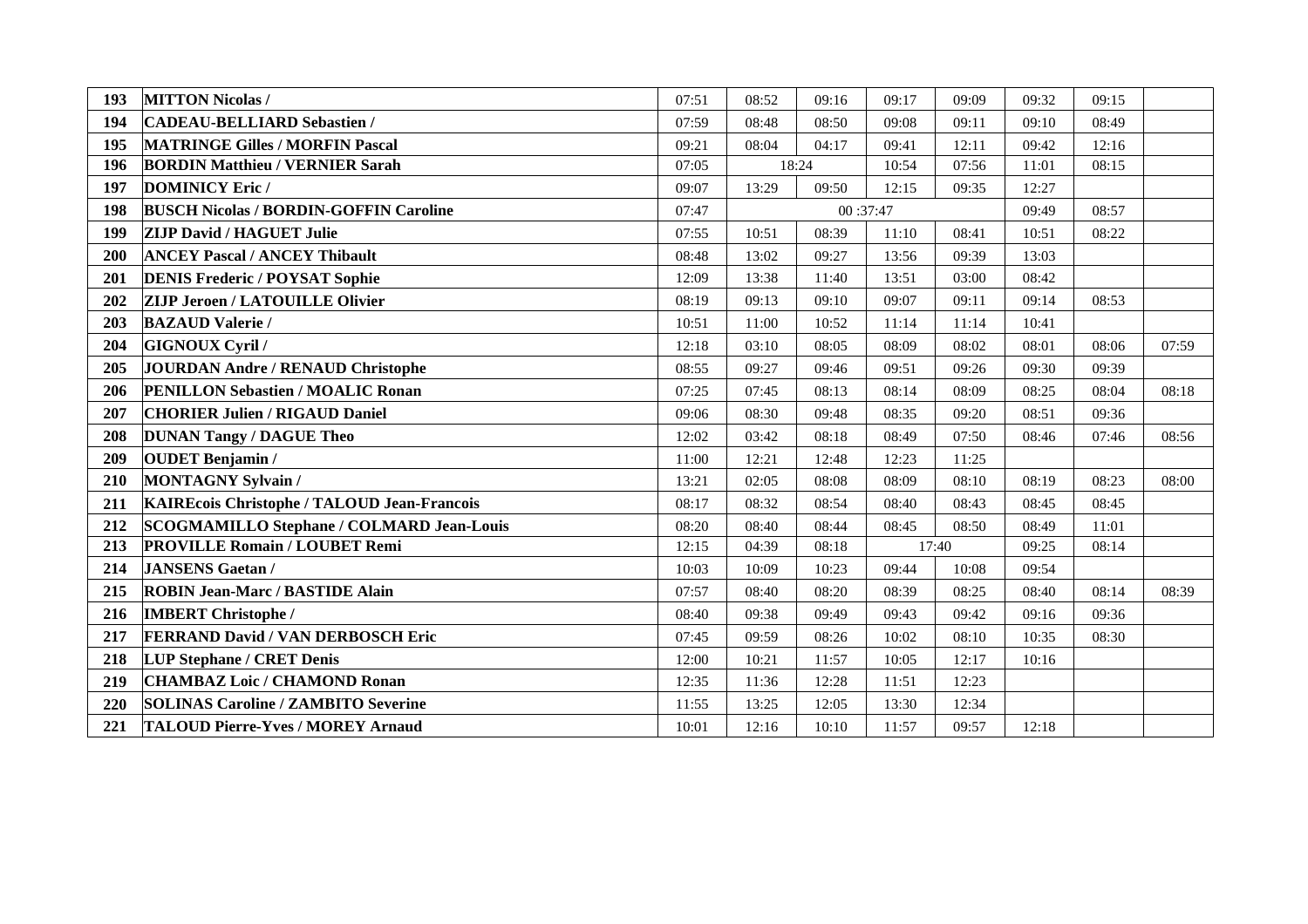| | | | | | | | | | |
|---|---|---|---|---|---|---|---|---|---|
| **193** | **MITTON Nicolas /** | 07:51 | 08:52 | 09:16 | 09:17 | 09:09 | 09:32 | 09:15 | |
| **194** | **CADEAU-BELLIARD Sebastien /** | 07:59 | 08:48 | 08:50 | 09:08 | 09:11 | 09:10 | 08:49 | |
| **195** | **MATRINGE Gilles / MORFIN Pascal** | 09:21 | 08:04 | 04:17 | 09:41 | 12:11 | 09:42 | 12:16 | |
| **196** | **BORDIN Matthieu / VERNIER Sarah** | 07:05 | 18:24 | | 10:54 | 07:56 | 11:01 | 08:15 | |
| **197** | **DOMINICY Eric /** | 09:07 | 13:29 | 09:50 | 12:15 | 09:35 | 12:27 | | |
| **198** | **BUSCH Nicolas / BORDIN-GOFFIN Caroline** | 07:47 | 00 :37:47 | | | | 09:49 | 08:57 | |
| **199** | **ZIJP David / HAGUET Julie** | 07:55 | 10:51 | 08:39 | 11:10 | 08:41 | 10:51 | 08:22 | |
| **200** | **ANCEY Pascal / ANCEY Thibault** | 08:48 | 13:02 | 09:27 | 13:56 | 09:39 | 13:03 | | |
| **201** | **DENIS Frederic / POYSAT Sophie** | 12:09 | 13:38 | 11:40 | 13:51 | 03:00 | 08:42 | | |
| **202** | **ZIJP Jeroen / LATOUILLE Olivier** | 08:19 | 09:13 | 09:10 | 09:07 | 09:11 | 09:14 | 08:53 | |
| **203** | **BAZAUD Valerie /** | 10:51 | 11:00 | 10:52 | 11:14 | 11:14 | 10:41 | | |
| **204** | **GIGNOUX Cyril /** | 12:18 | 03:10 | 08:05 | 08:09 | 08:02 | 08:01 | 08:06 | 07:59 |
| **205** | **JOURDAN Andre / RENAUD Christophe** | 08:55 | 09:27 | 09:46 | 09:51 | 09:26 | 09:30 | 09:39 | |
| **206** | **PENILLON Sebastien / MOALIC Ronan** | 07:25 | 07:45 | 08:13 | 08:14 | 08:09 | 08:25 | 08:04 | 08:18 |
| **207** | **CHORIER Julien / RIGAUD Daniel** | 09:06 | 08:30 | 09:48 | 08:35 | 09:20 | 08:51 | 09:36 | |
| **208** | **DUNAN Tangy / DAGUE Theo** | 12:02 | 03:42 | 08:18 | 08:49 | 07:50 | 08:46 | 07:46 | 08:56 |
| **209** | **OUDET Benjamin /** | 11:00 | 12:21 | 12:48 | 12:23 | 11:25 | | | |
| **210** | **MONTAGNY Sylvain /** | 13:21 | 02:05 | 08:08 | 08:09 | 08:10 | 08:19 | 08:23 | 08:00 |
| **211** | **KAIREcois Christophe / TALOUD Jean-Francois** | 08:17 | 08:32 | 08:54 | 08:40 | 08:43 | 08:45 | 08:45 | |
| **212** | **SCOGMAMILLO Stephane / COLMARD Jean-Louis** | 08:20 | 08:40 | 08:44 | 08:45 | 08:50 | 08:49 | 11:01 | |
| **213** | **PROVILLE Romain / LOUBET Remi** | 12:15 | 04:39 | 08:18 | 17:40 | | 09:25 | 08:14 | |
| **214** | **JANSENS Gaetan /** | 10:03 | 10:09 | 10:23 | 09:44 | 10:08 | 09:54 | | |
| **215** | **ROBIN Jean-Marc / BASTIDE Alain** | 07:57 | 08:40 | 08:20 | 08:39 | 08:25 | 08:40 | 08:14 | 08:39 |
| **216** | **IMBERT Christophe /** | 08:40 | 09:38 | 09:49 | 09:43 | 09:42 | 09:16 | 09:36 | |
| **217** | **FERRAND David / VAN DERBOSCH Eric** | 07:45 | 09:59 | 08:26 | 10:02 | 08:10 | 10:35 | 08:30 | |
| **218** | **LUP Stephane / CRET Denis** | 12:00 | 10:21 | 11:57 | 10:05 | 12:17 | 10:16 | | |
| **219** | **CHAMBAZ Loic / CHAMOND Ronan** | 12:35 | 11:36 | 12:28 | 11:51 | 12:23 | | | |
| **220** | **SOLINAS Caroline / ZAMBITO Severine** | 11:55 | 13:25 | 12:05 | 13:30 | 12:34 | | | |
| **221** | **TALOUD Pierre-Yves / MOREY Arnaud** | 10:01 | 12:16 | 10:10 | 11:57 | 09:57 | 12:18 | | |